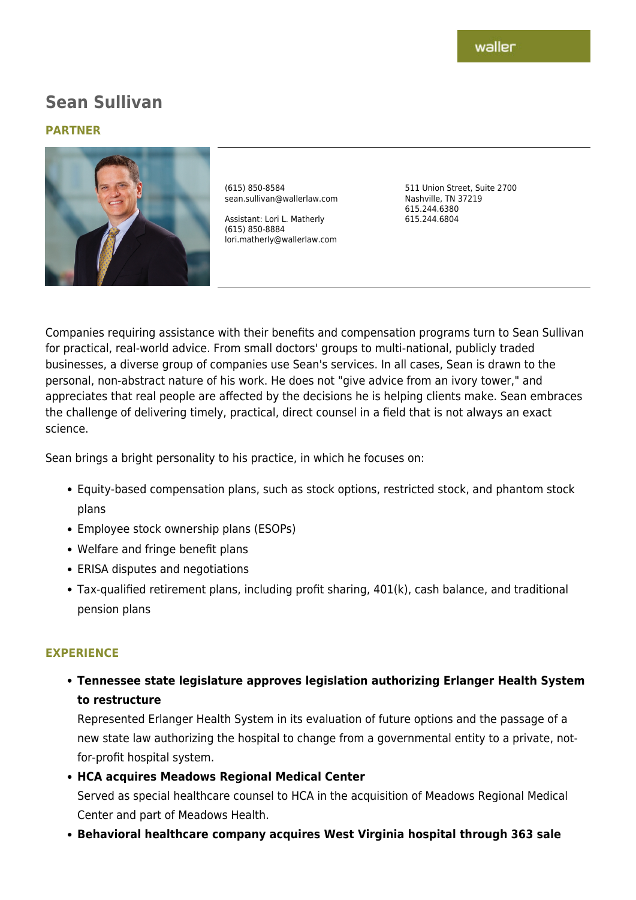waller

# Sean Sullivan

## PARTNER

(615) 850-8584
sean.sullivan@wallerlaw.com

Assistant: Lori L. Matherly
(615) 850-8884
lori.matherly@wallerlaw.com

511 Union Street, Suite 2700
Nashville, TN 37219
615.244.6380
615.244.6804

Companies requiring assistance with their benefits and compensation programs turn to Sean Sullivan for practical, real-world advice. From small doctors' groups to multi-national, publicly traded businesses, a diverse group of companies use Sean's services. In all cases, Sean is drawn to the personal, non-abstract nature of his work. He does not "give advice from an ivory tower," and appreciates that real people are affected by the decisions he is helping clients make. Sean embraces the challenge of delivering timely, practical, direct counsel in a field that is not always an exact science.

Sean brings a bright personality to his practice, in which he focuses on:

- Equity-based compensation plans, such as stock options, restricted stock, and phantom stock plans
- Employee stock ownership plans (ESOPs)
- Welfare and fringe benefit plans
- ERISA disputes and negotiations
- Tax-qualified retirement plans, including profit sharing, 401(k), cash balance, and traditional pension plans

## EXPERIENCE

- **Tennessee state legislature approves legislation authorizing Erlanger Health System to restructure**
  Represented Erlanger Health System in its evaluation of future options and the passage of a new state law authorizing the hospital to change from a governmental entity to a private, not-for-profit hospital system.
- **HCA acquires Meadows Regional Medical Center**
  Served as special healthcare counsel to HCA in the acquisition of Meadows Regional Medical Center and part of Meadows Health.
- **Behavioral healthcare company acquires West Virginia hospital through 363 sale**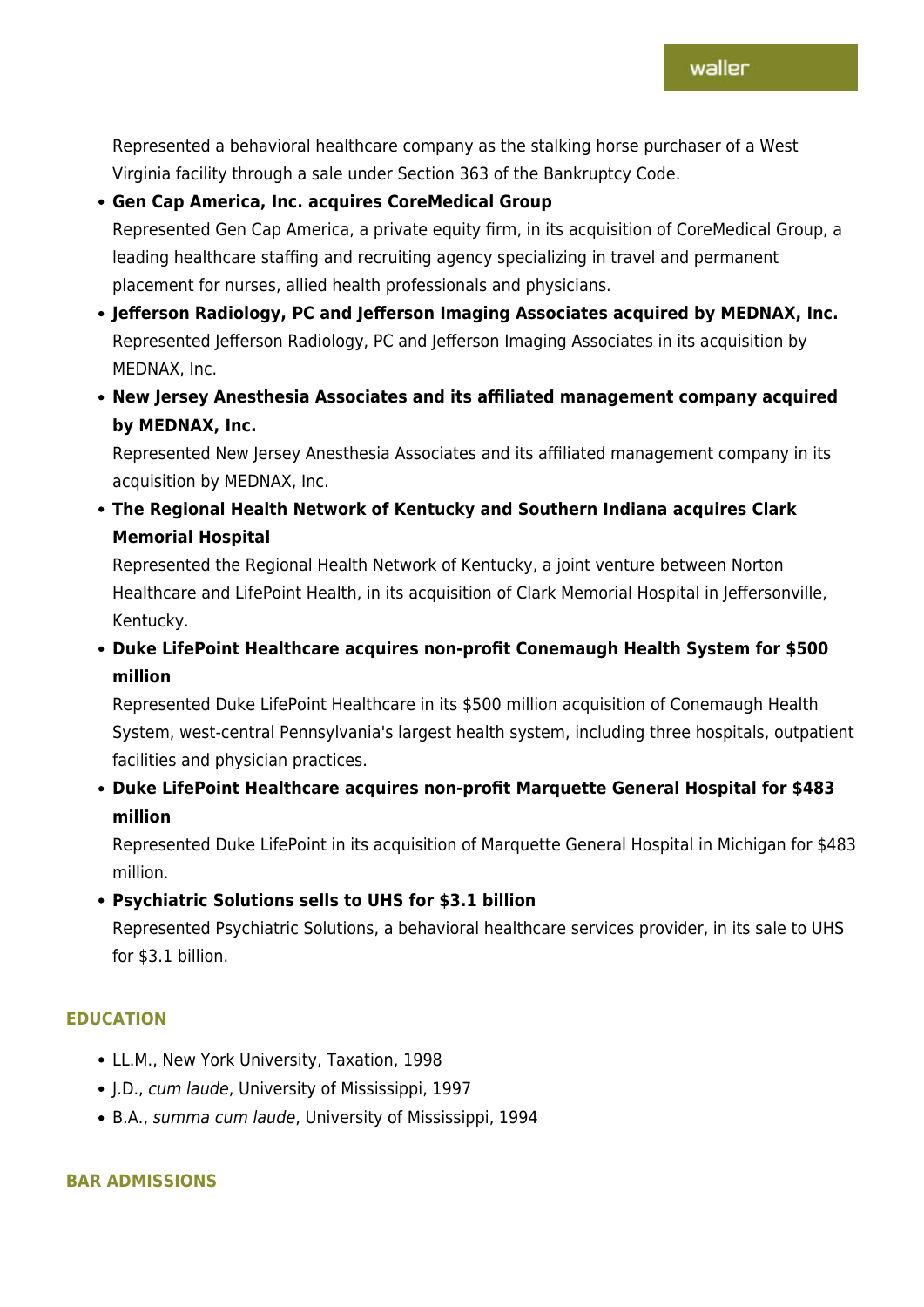Represented a behavioral healthcare company as the stalking horse purchaser of a West Virginia facility through a sale under Section 363 of the Bankruptcy Code.

- **Gen Cap America, Inc. acquires CoreMedical Group**
  Represented Gen Cap America, a private equity firm, in its acquisition of CoreMedical Group, a leading healthcare staffing and recruiting agency specializing in travel and permanent placement for nurses, allied health professionals and physicians.
- **Jefferson Radiology, PC and Jefferson Imaging Associates acquired by MEDNAX, Inc.**
  Represented Jefferson Radiology, PC and Jefferson Imaging Associates in its acquisition by MEDNAX, Inc.
- **New Jersey Anesthesia Associates and its affiliated management company acquired by MEDNAX, Inc.**
  Represented New Jersey Anesthesia Associates and its affiliated management company in its acquisition by MEDNAX, Inc.
- **The Regional Health Network of Kentucky and Southern Indiana acquires Clark Memorial Hospital**
  Represented the Regional Health Network of Kentucky, a joint venture between Norton Healthcare and LifePoint Health, in its acquisition of Clark Memorial Hospital in Jeffersonville, Kentucky.
- **Duke LifePoint Healthcare acquires non-profit Conemaugh Health System for $500 million**
  Represented Duke LifePoint Healthcare in its $500 million acquisition of Conemaugh Health System, west-central Pennsylvania's largest health system, including three hospitals, outpatient facilities and physician practices.
- **Duke LifePoint Healthcare acquires non-profit Marquette General Hospital for $483 million**
  Represented Duke LifePoint in its acquisition of Marquette General Hospital in Michigan for $483 million.
- **Psychiatric Solutions sells to UHS for $3.1 billion**
  Represented Psychiatric Solutions, a behavioral healthcare services provider, in its sale to UHS for $3.1 billion.

## EDUCATION

- LL.M., New York University, Taxation, 1998
- J.D., *cum laude*, University of Mississippi, 1997
- B.A., *summa cum laude*, University of Mississippi, 1994

## BAR ADMISSIONS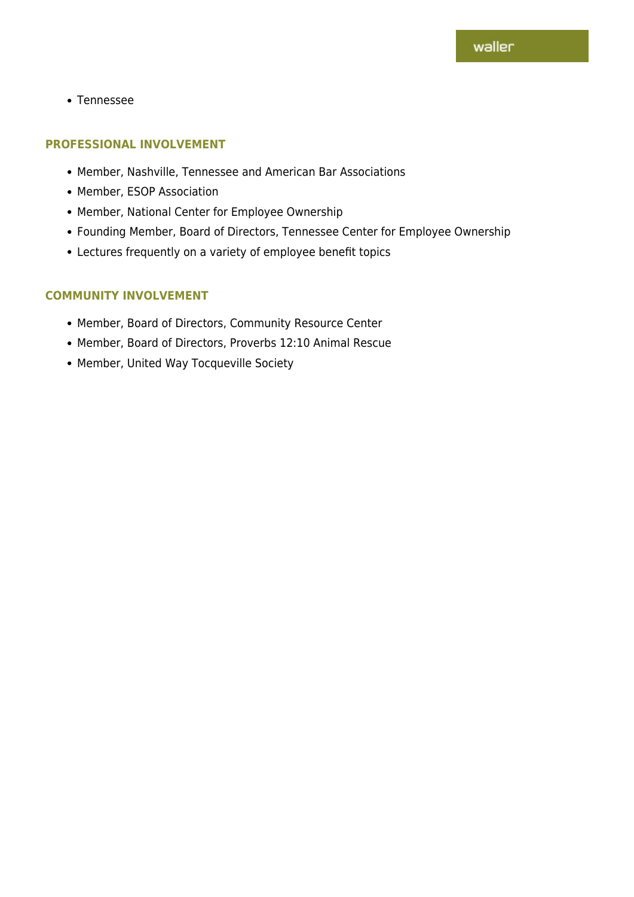- Tennessee

## PROFESSIONAL INVOLVEMENT

- Member, Nashville, Tennessee and American Bar Associations
- Member, ESOP Association
- Member, National Center for Employee Ownership
- Founding Member, Board of Directors, Tennessee Center for Employee Ownership
- Lectures frequently on a variety of employee benefit topics

## COMMUNITY INVOLVEMENT

- Member, Board of Directors, Community Resource Center
- Member, Board of Directors, Proverbs 12:10 Animal Rescue
- Member, United Way Tocqueville Society